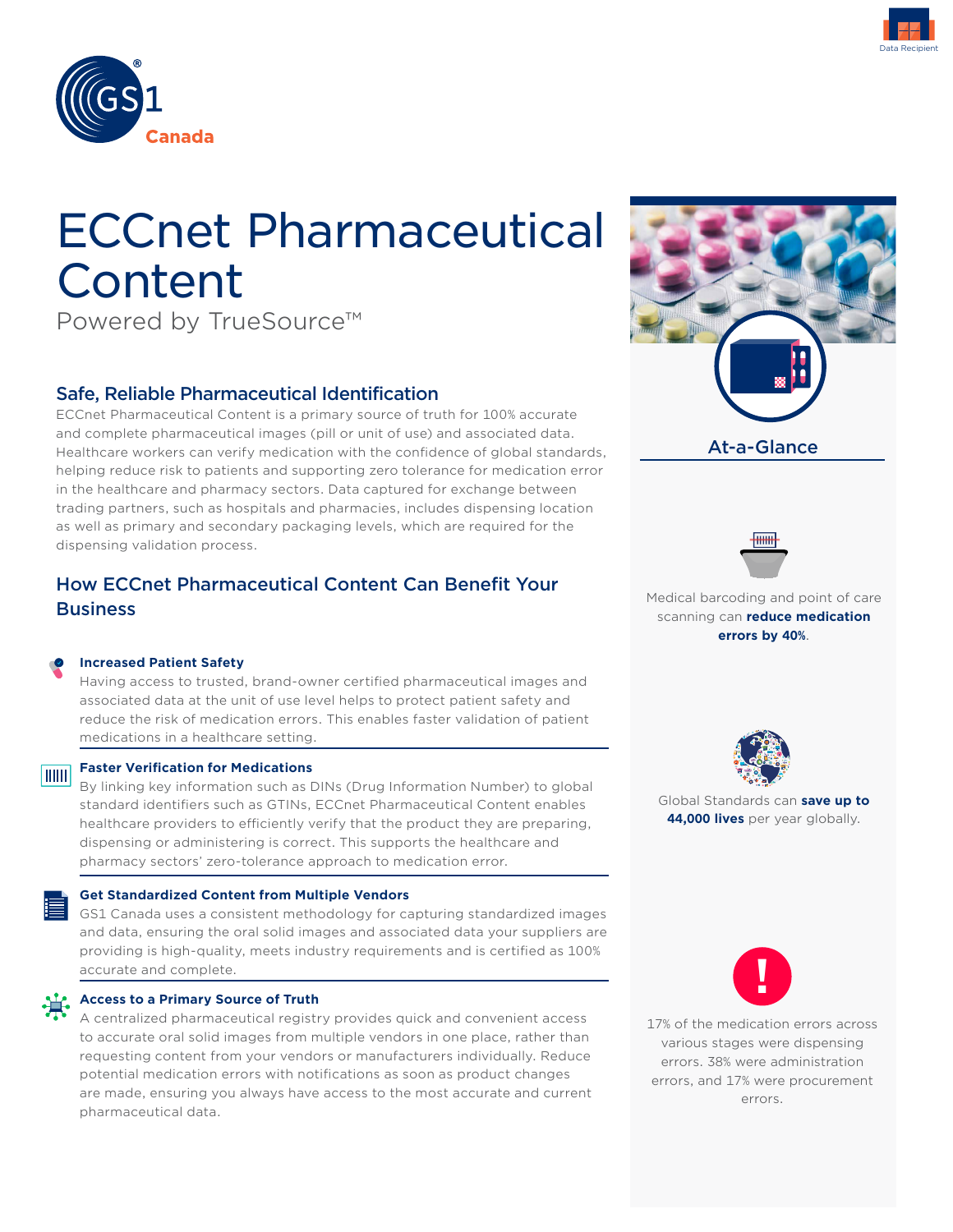Data Recipient

GS1 Canada

# ECCnet Pharmaceutical Content

Powered by TrueSource™

## Safe, Reliable Pharmaceutical Identification

ECCnet Pharmaceutical Content is a primary source of truth for 100% accurate and complete pharmaceutical images (pill or unit of use) and associated data. Healthcare workers can verify medication with the confidence of global standards, helping reduce risk to patients and supporting zero tolerance for medication error in the healthcare and pharmacy sectors. Data captured for exchange between trading partners, such as hospitals and pharmacies, includes dispensing location as well as primary and secondary packaging levels, which are required for the dispensing validation process.

## How ECCnet Pharmaceutical Content Can Benefit Your Business

### Increased Patient Safety

Having access to trusted, brand-owner certified pharmaceutical images and associated data at the unit of use level helps to protect patient safety and reduce the risk of medication errors. This enables faster validation of patient medications in a healthcare setting.

### Faster Verification for Medications

By linking key information such as DINs (Drug Information Number) to global standard identifiers such as GTINs, ECCnet Pharmaceutical Content enables healthcare providers to efficiently verify that the product they are preparing, dispensing or administering is correct. This supports the healthcare and pharmacy sectors' zero-tolerance approach to medication error.

### Get Standardized Content from Multiple Vendors

GS1 Canada uses a consistent methodology for capturing standardized images and data, ensuring the oral solid images and associated data your suppliers are providing is high-quality, meets industry requirements and is certified as 100% accurate and complete.

### Access to a Primary Source of Truth

A centralized pharmaceutical registry provides quick and convenient access to accurate oral solid images from multiple vendors in one place, rather than requesting content from your vendors or manufacturers individually. Reduce potential medication errors with notifications as soon as product changes are made, ensuring you always have access to the most accurate and current pharmaceutical data.

## At-a-Glance

Medical barcoding and point of care scanning can **reduce medication errors by 40%**.

Global Standards can **save up to 44,000 lives** per year globally.

17% of the medication errors across various stages were dispensing errors. 38% were administration errors, and 17% were procurement errors.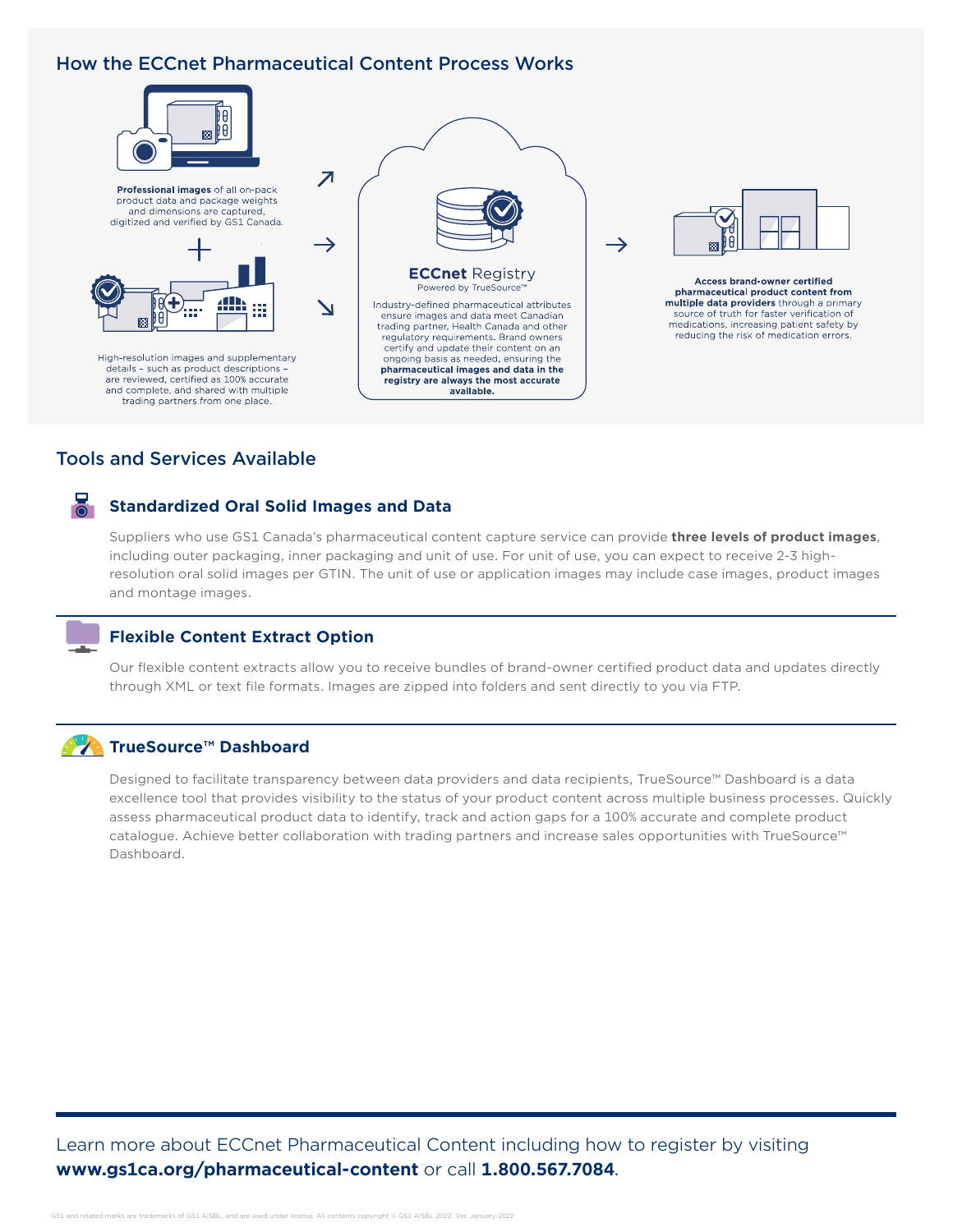## How the ECCnet Pharmaceutical Content Process Works

**Professional images** of all on-pack product data and package weights and dimensions are captured, digitized and verified by GS1 Canada.

+

High-resolution images and supplementary details – such as product descriptions – are reviewed, certified as 100% accurate and complete, and shared with multiple trading partners from one place.

**ECCnet** Registry
Powered by TrueSource™

Industry-defined pharmaceutical attributes ensure images and data meet Canadian trading partner, Health Canada and other regulatory requirements. Brand owners certify and update their content on an ongoing basis as needed, ensuring the **pharmaceutical images and data in the registry are always the most accurate available.**

**Access brand-owner certified pharmaceutical product content from multiple data providers** through a primary source of truth for faster verification of medications, increasing patient safety by reducing the risk of medication errors.

## Tools and Services Available

### Standardized Oral Solid Images and Data

Suppliers who use GS1 Canada's pharmaceutical content capture service can provide **three levels of product images**, including outer packaging, inner packaging and unit of use. For unit of use, you can expect to receive 2-3 high-resolution oral solid images per GTIN. The unit of use or application images may include case images, product images and montage images.

### Flexible Content Extract Option

Our flexible content extracts allow you to receive bundles of brand-owner certified product data and updates directly through XML or text file formats. Images are zipped into folders and sent directly to you via FTP.

### TrueSource™ Dashboard

Designed to facilitate transparency between data providers and data recipients, TrueSource™ Dashboard is a data excellence tool that provides visibility to the status of your product content across multiple business processes. Quickly assess pharmaceutical product data to identify, track and action gaps for a 100% accurate and complete product catalogue. Achieve better collaboration with trading partners and increase sales opportunities with TrueSource™ Dashboard.

Learn more about ECCnet Pharmaceutical Content including how to register by visiting **www.gs1ca.org/pharmaceutical-content** or call **1.800.567.7084**.

GS1 and related marks are trademarks of GS1 AISBL, and are used under license. All contents copyright © GS1 AISBL 2022. Ver. January-2022